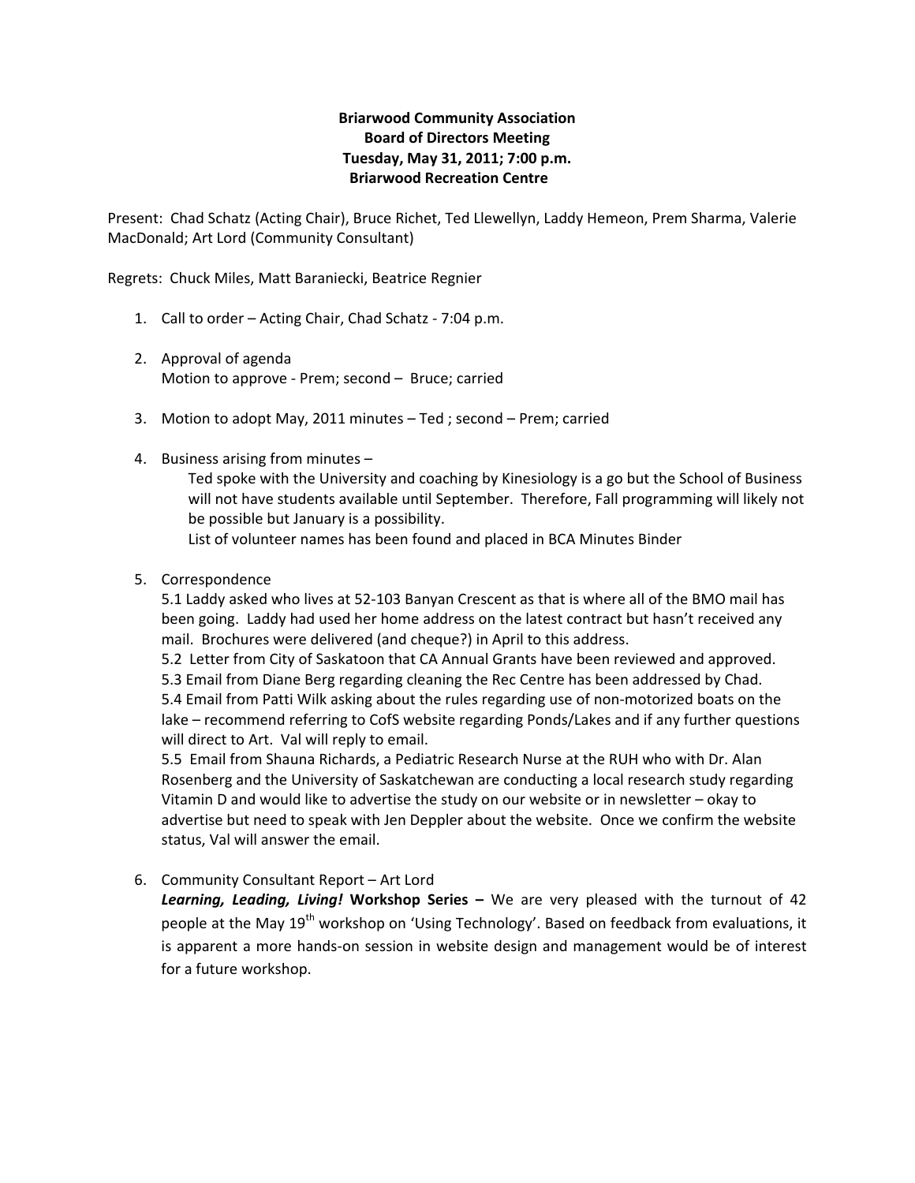**Briarwood Community Association**
**Board of Directors Meeting**
**Tuesday, May 31, 2011; 7:00 p.m.**
**Briarwood Recreation Centre**

Present: Chad Schatz (Acting Chair), Bruce Richet, Ted Llewellyn, Laddy Hemeon, Prem Sharma, Valerie MacDonald; Art Lord (Community Consultant)

Regrets: Chuck Miles, Matt Baraniecki, Beatrice Regnier

1. Call to order – Acting Chair, Chad Schatz - 7:04 p.m.

2. Approval of agenda
   Motion to approve - Prem; second – Bruce; carried

3. Motion to adopt May, 2011 minutes – Ted ; second – Prem; carried

4. Business arising from minutes –
   Ted spoke with the University and coaching by Kinesiology is a go but the School of Business will not have students available until September. Therefore, Fall programming will likely not be possible but January is a possibility.
   List of volunteer names has been found and placed in BCA Minutes Binder

5. Correspondence
   5.1 Laddy asked who lives at 52-103 Banyan Crescent as that is where all of the BMO mail has been going. Laddy had used her home address on the latest contract but hasn't received any mail. Brochures were delivered (and cheque?) in April to this address.
   5.2 Letter from City of Saskatoon that CA Annual Grants have been reviewed and approved.
   5.3 Email from Diane Berg regarding cleaning the Rec Centre has been addressed by Chad.
   5.4 Email from Patti Wilk asking about the rules regarding use of non-motorized boats on the lake – recommend referring to CofS website regarding Ponds/Lakes and if any further questions will direct to Art. Val will reply to email.
   5.5 Email from Shauna Richards, a Pediatric Research Nurse at the RUH who with Dr. Alan Rosenberg and the University of Saskatchewan are conducting a local research study regarding Vitamin D and would like to advertise the study on our website or in newsletter – okay to advertise but need to speak with Jen Deppler about the website. Once we confirm the website status, Val will answer the email.

6. Community Consultant Report – Art Lord
   ***Learning, Leading, Living!*** **Workshop Series –** We are very pleased with the turnout of 42 people at the May 19th workshop on 'Using Technology'. Based on feedback from evaluations, it is apparent a more hands-on session in website design and management would be of interest for a future workshop.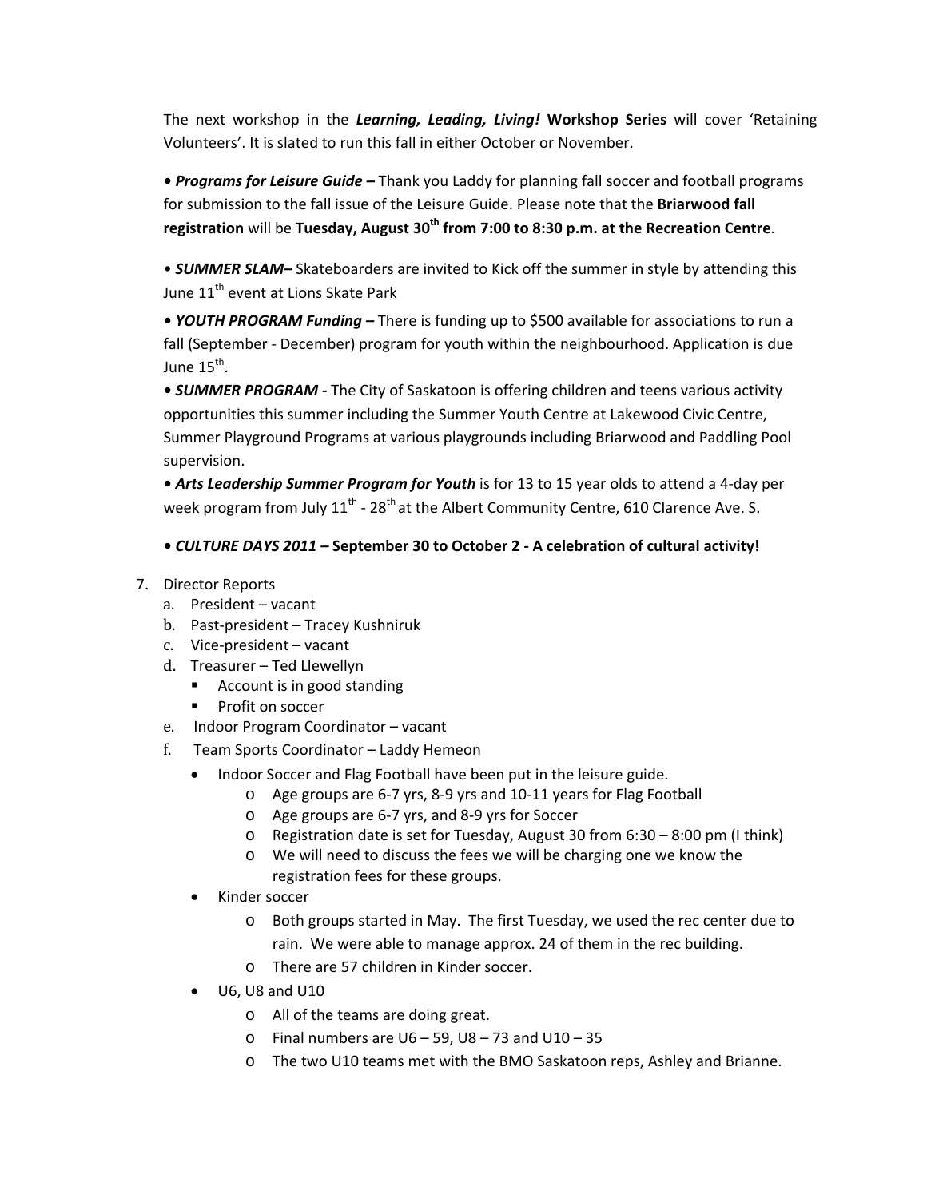The next workshop in the ***Learning, Leading, Living!*** **Workshop Series** will cover 'Retaining Volunteers'. It is slated to run this fall in either October or November.

**•** ***Programs for Leisure Guide –*** Thank you Laddy for planning fall soccer and football programs for submission to the fall issue of the Leisure Guide. Please note that the **Briarwood fall registration** will be **Tuesday, August 30th from 7:00 to 8:30 p.m. at the Recreation Centre**.

• ***SUMMER SLAM–*** Skateboarders are invited to Kick off the summer in style by attending this June 11th event at Lions Skate Park

**•** ***YOUTH PROGRAM Funding –*** There is funding up to $500 available for associations to run a fall (September - December) program for youth within the neighbourhood. Application is due June 15th.

**•** ***SUMMER PROGRAM -*** The City of Saskatoon is offering children and teens various activity opportunities this summer including the Summer Youth Centre at Lakewood Civic Centre, Summer Playground Programs at various playgrounds including Briarwood and Paddling Pool supervision.

**•** ***Arts Leadership Summer Program for Youth*** is for 13 to 15 year olds to attend a 4-day per week program from July 11th - 28th at the Albert Community Centre, 610 Clarence Ave. S.

**•** ***CULTURE DAYS 2011*** **– September 30 to October 2 - A celebration of cultural activity!**

7. Director Reports
   a. President – vacant
   b. Past-president – Tracey Kushniruk
   c. Vice-president – vacant
   d. Treasurer – Ted Llewellyn
      - Account is in good standing
      - Profit on soccer
   e. Indoor Program Coordinator – vacant
   f. Team Sports Coordinator – Laddy Hemeon
      - Indoor Soccer and Flag Football have been put in the leisure guide.
        - Age groups are 6-7 yrs, 8-9 yrs and 10-11 years for Flag Football
        - Age groups are 6-7 yrs, and 8-9 yrs for Soccer
        - Registration date is set for Tuesday, August 30 from 6:30 – 8:00 pm (I think)
        - We will need to discuss the fees we will be charging one we know the registration fees for these groups.
      - Kinder soccer
        - Both groups started in May. The first Tuesday, we used the rec center due to rain. We were able to manage approx. 24 of them in the rec building.
        - There are 57 children in Kinder soccer.
      - U6, U8 and U10
        - All of the teams are doing great.
        - Final numbers are U6 – 59, U8 – 73 and U10 – 35
        - The two U10 teams met with the BMO Saskatoon reps, Ashley and Brianne.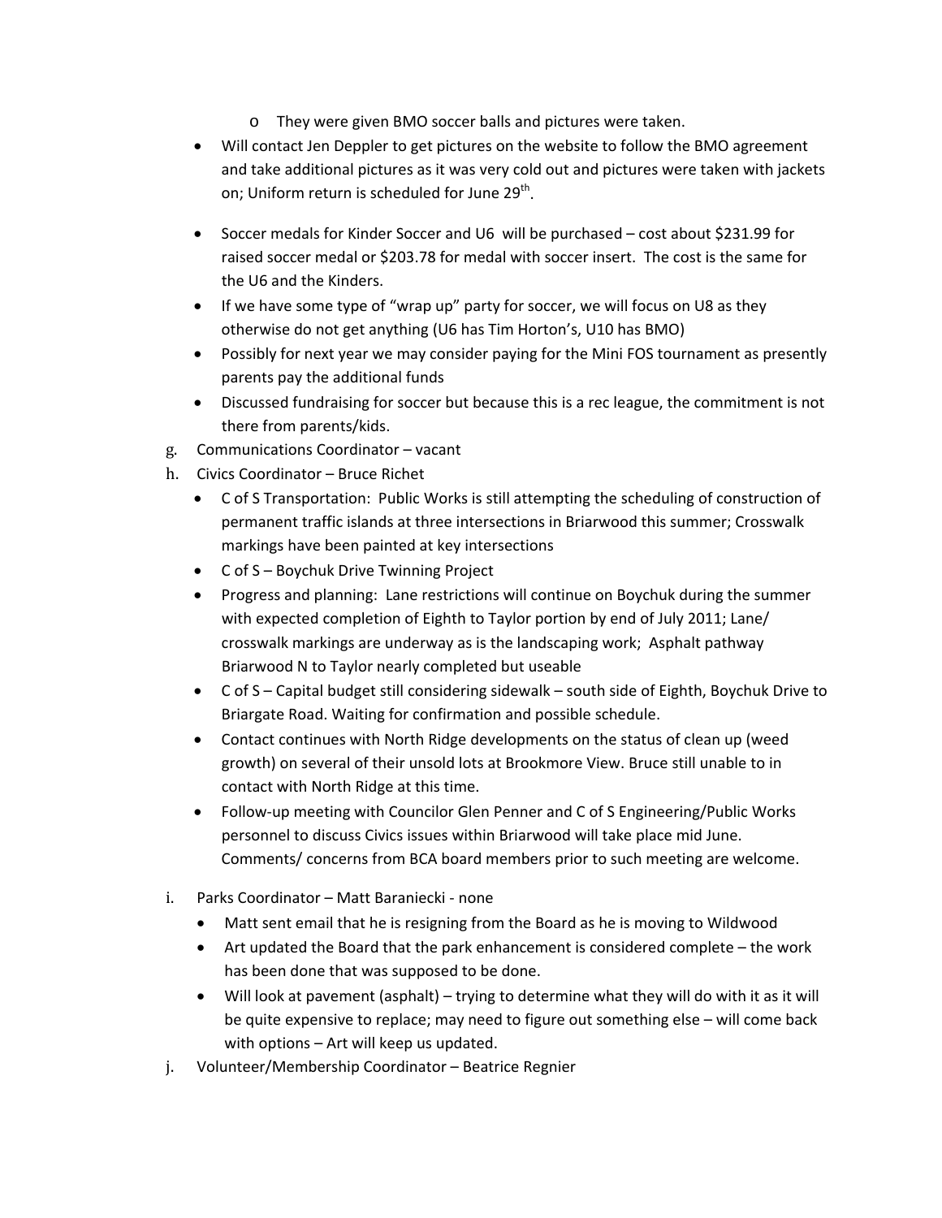- They were given BMO soccer balls and pictures were taken.
- Will contact Jen Deppler to get pictures on the website to follow the BMO agreement and take additional pictures as it was very cold out and pictures were taken with jackets on; Uniform return is scheduled for June 29th.
- Soccer medals for Kinder Soccer and U6 will be purchased – cost about $231.99 for raised soccer medal or $203.78 for medal with soccer insert. The cost is the same for the U6 and the Kinders.
- If we have some type of "wrap up" party for soccer, we will focus on U8 as they otherwise do not get anything (U6 has Tim Horton's, U10 has BMO)
- Possibly for next year we may consider paying for the Mini FOS tournament as presently parents pay the additional funds
- Discussed fundraising for soccer but because this is a rec league, the commitment is not there from parents/kids.

g. Communications Coordinator – vacant

h. Civics Coordinator – Bruce Richet

- C of S Transportation: Public Works is still attempting the scheduling of construction of permanent traffic islands at three intersections in Briarwood this summer; Crosswalk markings have been painted at key intersections
- C of S – Boychuk Drive Twinning Project
- Progress and planning: Lane restrictions will continue on Boychuk during the summer with expected completion of Eighth to Taylor portion by end of July 2011; Lane/ crosswalk markings are underway as is the landscaping work; Asphalt pathway Briarwood N to Taylor nearly completed but useable
- C of S – Capital budget still considering sidewalk – south side of Eighth, Boychuk Drive to Briargate Road. Waiting for confirmation and possible schedule.
- Contact continues with North Ridge developments on the status of clean up (weed growth) on several of their unsold lots at Brookmore View. Bruce still unable to in contact with North Ridge at this time.
- Follow-up meeting with Councilor Glen Penner and C of S Engineering/Public Works personnel to discuss Civics issues within Briarwood will take place mid June. Comments/ concerns from BCA board members prior to such meeting are welcome.

i. Parks Coordinator – Matt Baraniecki - none

- Matt sent email that he is resigning from the Board as he is moving to Wildwood
- Art updated the Board that the park enhancement is considered complete – the work has been done that was supposed to be done.
- Will look at pavement (asphalt) – trying to determine what they will do with it as it will be quite expensive to replace; may need to figure out something else – will come back with options – Art will keep us updated.

j. Volunteer/Membership Coordinator – Beatrice Regnier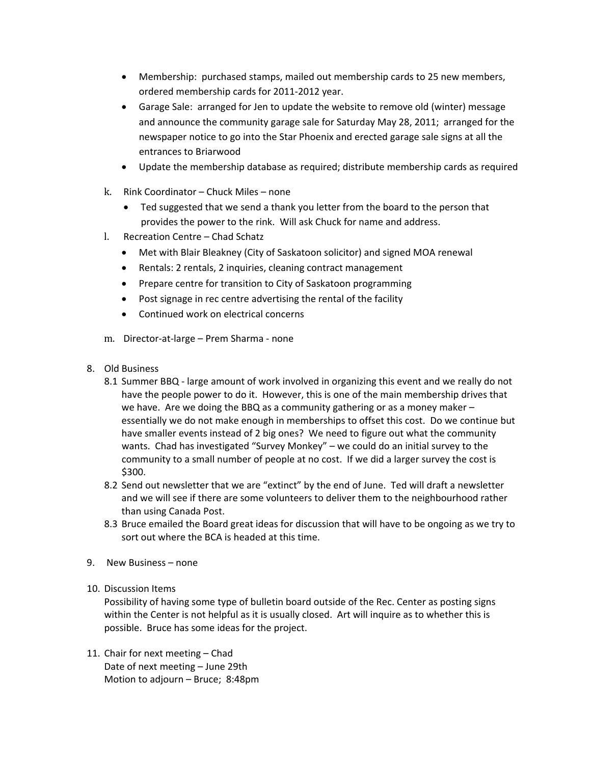- Membership: purchased stamps, mailed out membership cards to 25 new members, ordered membership cards for 2011-2012 year.
- Garage Sale: arranged for Jen to update the website to remove old (winter) message and announce the community garage sale for Saturday May 28, 2011; arranged for the newspaper notice to go into the Star Phoenix and erected garage sale signs at all the entrances to Briarwood
- Update the membership database as required; distribute membership cards as required

k. Rink Coordinator – Chuck Miles – none
   - Ted suggested that we send a thank you letter from the board to the person that provides the power to the rink. Will ask Chuck for name and address.

l. Recreation Centre – Chad Schatz
   - Met with Blair Bleakney (City of Saskatoon solicitor) and signed MOA renewal
   - Rentals: 2 rentals, 2 inquiries, cleaning contract management
   - Prepare centre for transition to City of Saskatoon programming
   - Post signage in rec centre advertising the rental of the facility
   - Continued work on electrical concerns

m. Director-at-large – Prem Sharma - none

8. Old Business
   8.1 Summer BBQ - large amount of work involved in organizing this event and we really do not have the people power to do it. However, this is one of the main membership drives that we have. Are we doing the BBQ as a community gathering or as a money maker – essentially we do not make enough in memberships to offset this cost. Do we continue but have smaller events instead of 2 big ones? We need to figure out what the community wants. Chad has investigated "Survey Monkey" – we could do an initial survey to the community to a small number of people at no cost. If we did a larger survey the cost is $300.
   8.2 Send out newsletter that we are "extinct" by the end of June. Ted will draft a newsletter and we will see if there are some volunteers to deliver them to the neighbourhood rather than using Canada Post.
   8.3 Bruce emailed the Board great ideas for discussion that will have to be ongoing as we try to sort out where the BCA is headed at this time.

9. New Business – none

10. Discussion Items
    Possibility of having some type of bulletin board outside of the Rec. Center as posting signs within the Center is not helpful as it is usually closed. Art will inquire as to whether this is possible. Bruce has some ideas for the project.

11. Chair for next meeting – Chad
    Date of next meeting – June 29th
    Motion to adjourn – Bruce; 8:48pm